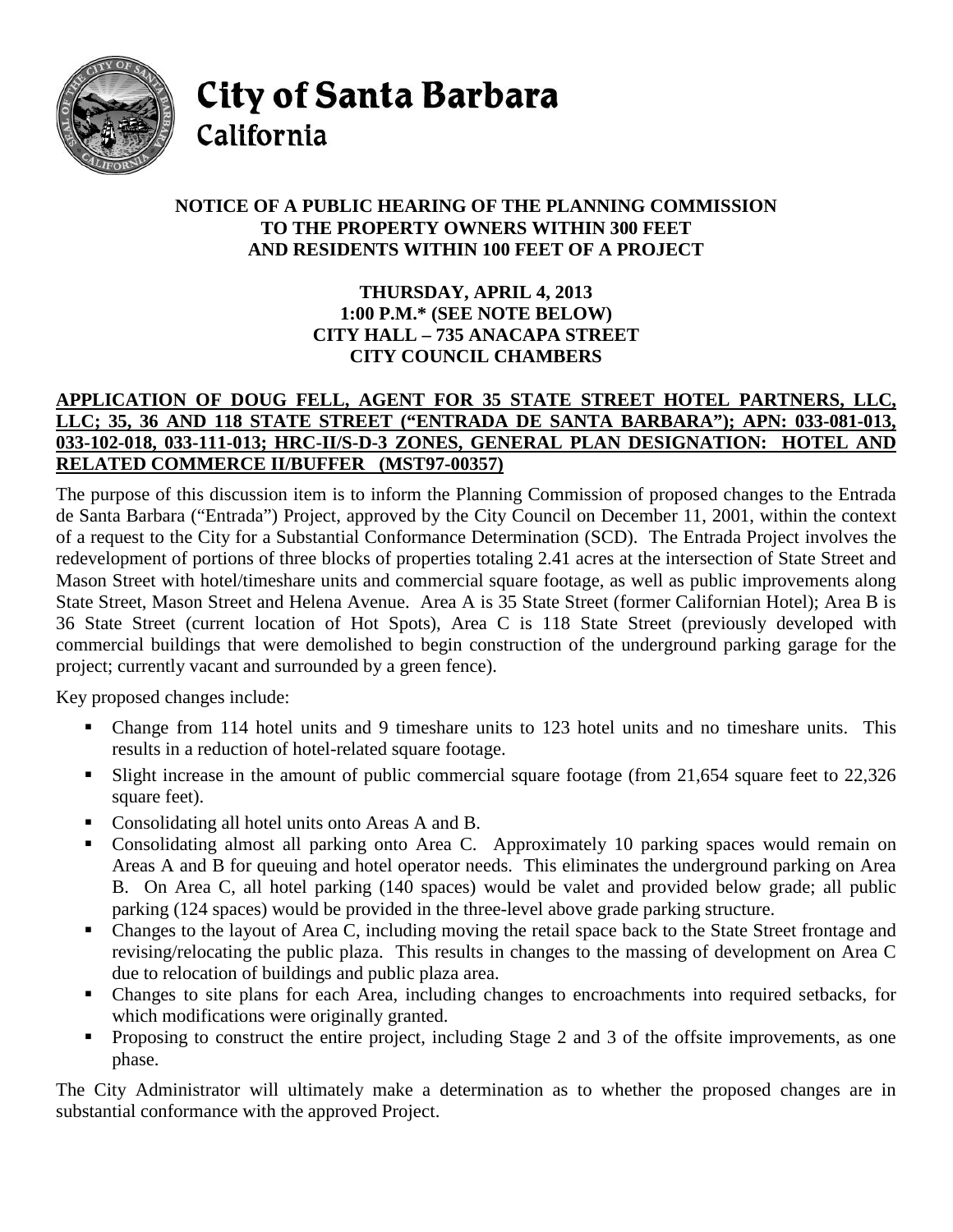# City of Santa Barbara
## California

**NOTICE OF A PUBLIC HEARING OF THE PLANNING COMMISSION TO THE PROPERTY OWNERS WITHIN 300 FEET AND RESIDENTS WITHIN 100 FEET OF A PROJECT**

**THURSDAY, APRIL 4, 2013**
**1:00 P.M.* (SEE NOTE BELOW)**
**CITY HALL – 735 ANACAPA STREET**
**CITY COUNCIL CHAMBERS**

**APPLICATION OF DOUG FELL, AGENT FOR 35 STATE STREET HOTEL PARTNERS, LLC, LLC; 35, 36 AND 118 STATE STREET ("ENTRADA DE SANTA BARBARA"); APN: 033-081-013, 033-102-018, 033-111-013; HRC-II/S-D-3 ZONES, GENERAL PLAN DESIGNATION: HOTEL AND RELATED COMMERCE II/BUFFER (MST97-00357)**

The purpose of this discussion item is to inform the Planning Commission of proposed changes to the Entrada de Santa Barbara ("Entrada") Project, approved by the City Council on December 11, 2001, within the context of a request to the City for a Substantial Conformance Determination (SCD). The Entrada Project involves the redevelopment of portions of three blocks of properties totaling 2.41 acres at the intersection of State Street and Mason Street with hotel/timeshare units and commercial square footage, as well as public improvements along State Street, Mason Street and Helena Avenue. Area A is 35 State Street (former Californian Hotel); Area B is 36 State Street (current location of Hot Spots), Area C is 118 State Street (previously developed with commercial buildings that were demolished to begin construction of the underground parking garage for the project; currently vacant and surrounded by a green fence).

Key proposed changes include:

- Change from 114 hotel units and 9 timeshare units to 123 hotel units and no timeshare units. This results in a reduction of hotel-related square footage.
- Slight increase in the amount of public commercial square footage (from 21,654 square feet to 22,326 square feet).
- Consolidating all hotel units onto Areas A and B.
- Consolidating almost all parking onto Area C. Approximately 10 parking spaces would remain on Areas A and B for queuing and hotel operator needs. This eliminates the underground parking on Area B. On Area C, all hotel parking (140 spaces) would be valet and provided below grade; all public parking (124 spaces) would be provided in the three-level above grade parking structure.
- Changes to the layout of Area C, including moving the retail space back to the State Street frontage and revising/relocating the public plaza. This results in changes to the massing of development on Area C due to relocation of buildings and public plaza area.
- Changes to site plans for each Area, including changes to encroachments into required setbacks, for which modifications were originally granted.
- Proposing to construct the entire project, including Stage 2 and 3 of the offsite improvements, as one phase.

The City Administrator will ultimately make a determination as to whether the proposed changes are in substantial conformance with the approved Project.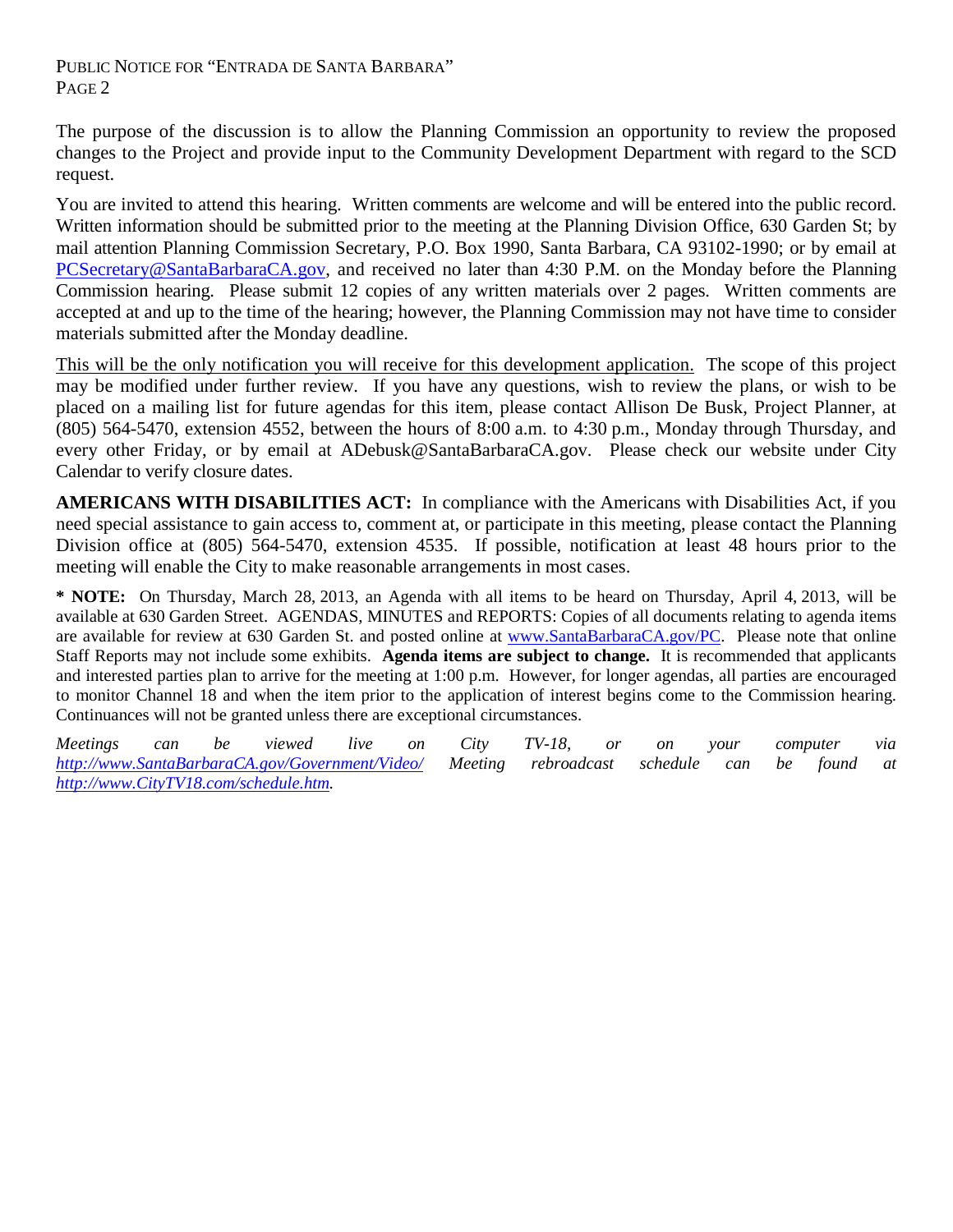The purpose of the discussion is to allow the Planning Commission an opportunity to review the proposed changes to the Project and provide input to the Community Development Department with regard to the SCD request.

You are invited to attend this hearing. Written comments are welcome and will be entered into the public record. Written information should be submitted prior to the meeting at the Planning Division Office, 630 Garden St; by mail attention Planning Commission Secretary, P.O. Box 1990, Santa Barbara, CA 93102-1990; or by email at PCSecretary@SantaBarbaraCA.gov, and received no later than 4:30 P.M. on the Monday before the Planning Commission hearing. Please submit 12 copies of any written materials over 2 pages. Written comments are accepted at and up to the time of the hearing; however, the Planning Commission may not have time to consider materials submitted after the Monday deadline.

This will be the only notification you will receive for this development application. The scope of this project may be modified under further review. If you have any questions, wish to review the plans, or wish to be placed on a mailing list for future agendas for this item, please contact Allison De Busk, Project Planner, at (805) 564-5470, extension 4552, between the hours of 8:00 a.m. to 4:30 p.m., Monday through Thursday, and every other Friday, or by email at ADebusk@SantaBarbaraCA.gov. Please check our website under City Calendar to verify closure dates.

**AMERICANS WITH DISABILITIES ACT:** In compliance with the Americans with Disabilities Act, if you need special assistance to gain access to, comment at, or participate in this meeting, please contact the Planning Division office at (805) 564-5470, extension 4535. If possible, notification at least 48 hours prior to the meeting will enable the City to make reasonable arrangements in most cases.

**\* NOTE:** On Thursday, March 28, 2013, an Agenda with all items to be heard on Thursday, April 4, 2013, will be available at 630 Garden Street. AGENDAS, MINUTES and REPORTS: Copies of all documents relating to agenda items are available for review at 630 Garden St. and posted online at www.SantaBarbaraCA.gov/PC. Please note that online Staff Reports may not include some exhibits. **Agenda items are subject to change.** It is recommended that applicants and interested parties plan to arrive for the meeting at 1:00 p.m. However, for longer agendas, all parties are encouraged to monitor Channel 18 and when the item prior to the application of interest begins come to the Commission hearing. Continuances will not be granted unless there are exceptional circumstances.

*Meetings can be viewed live on City TV-18, or on your computer via http://www.SantaBarbaraCA.gov/Government/Video/ Meeting rebroadcast schedule can be found at http://www.CityTV18.com/schedule.htm.*